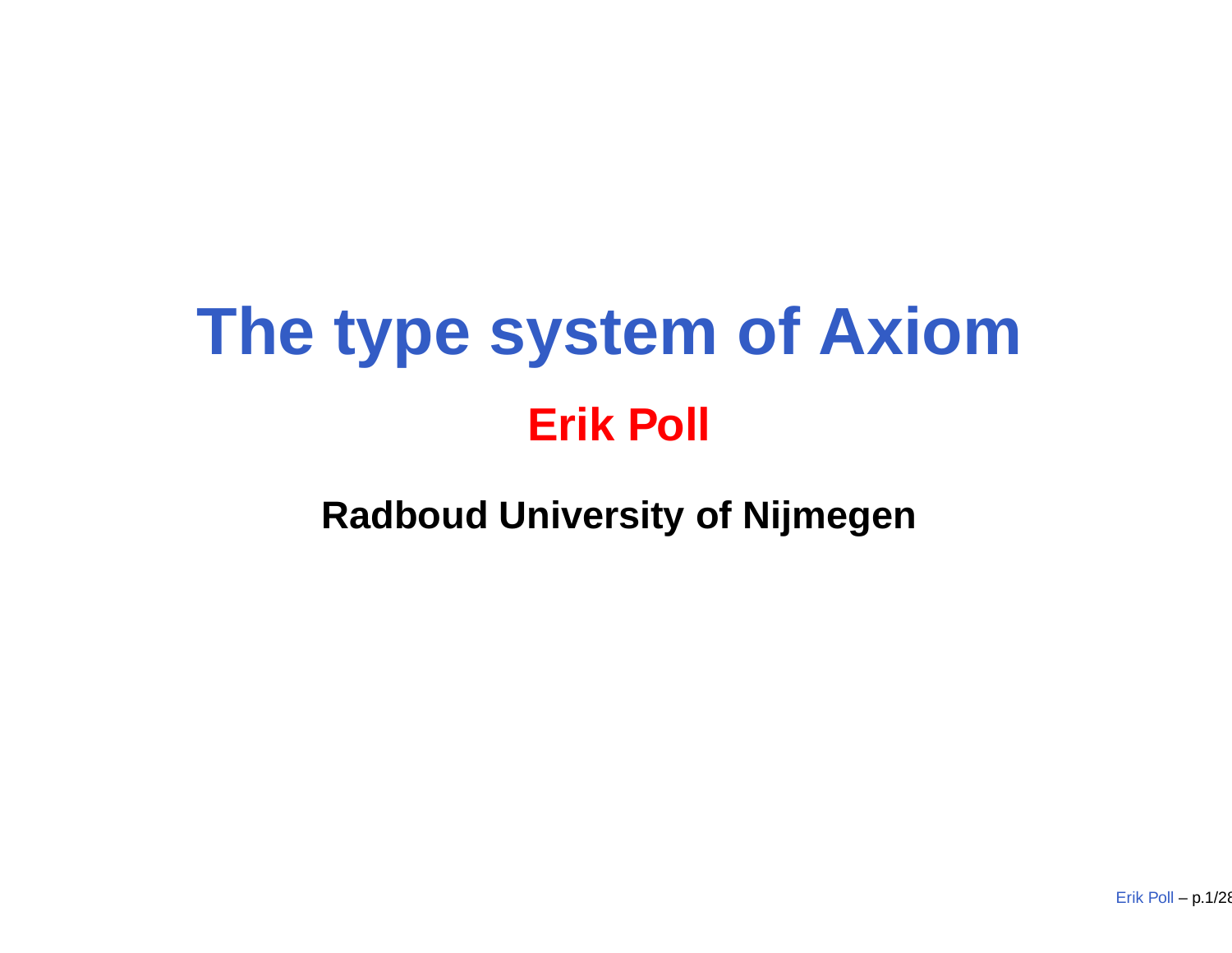# The type system of Axiom

**Erik Poll**

**Radboud University of Nijmegen**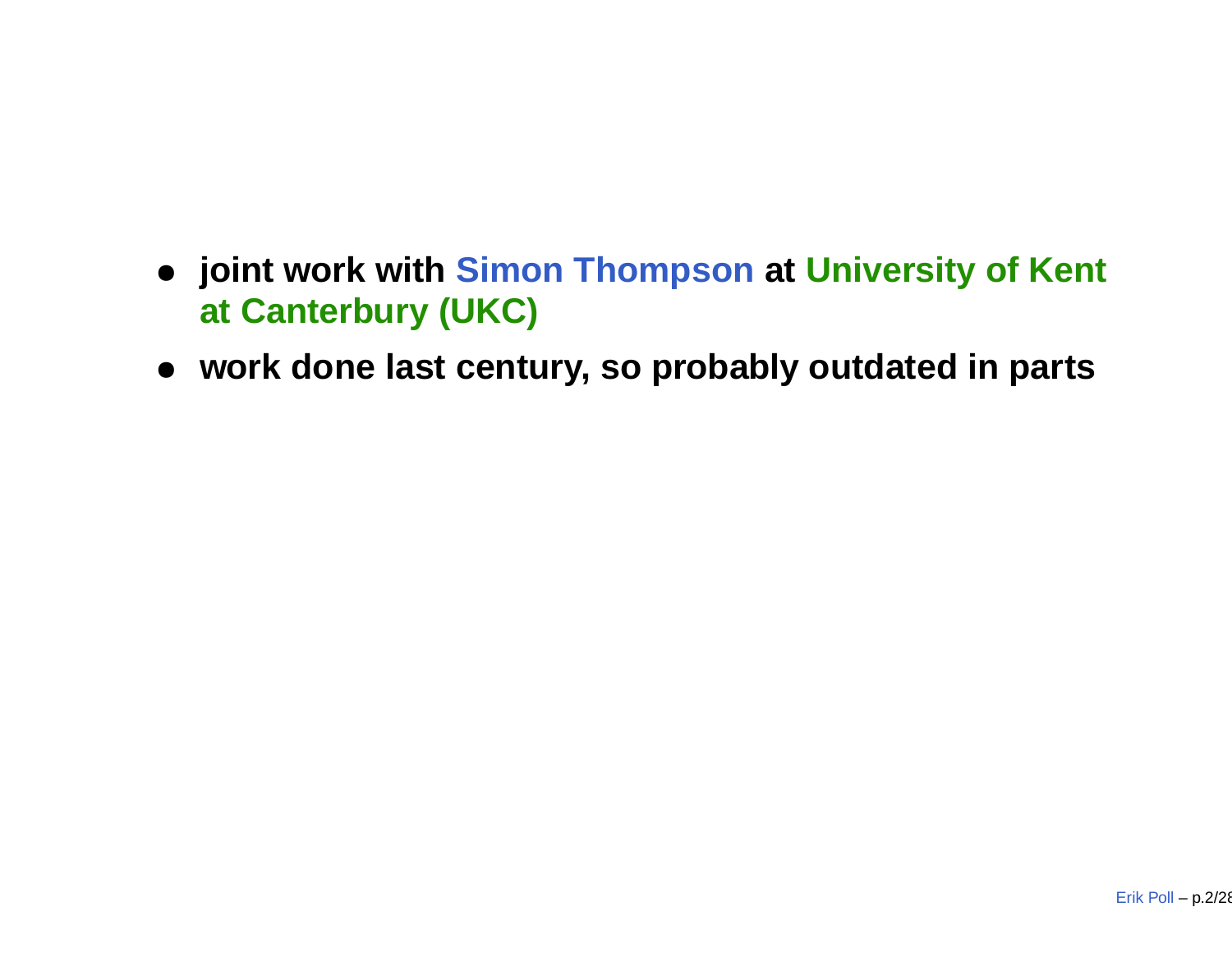- **joint work with Simon Thompson at University of Kent at Canterbury (UKC)**
- **work done last century, so probably outdated in parts**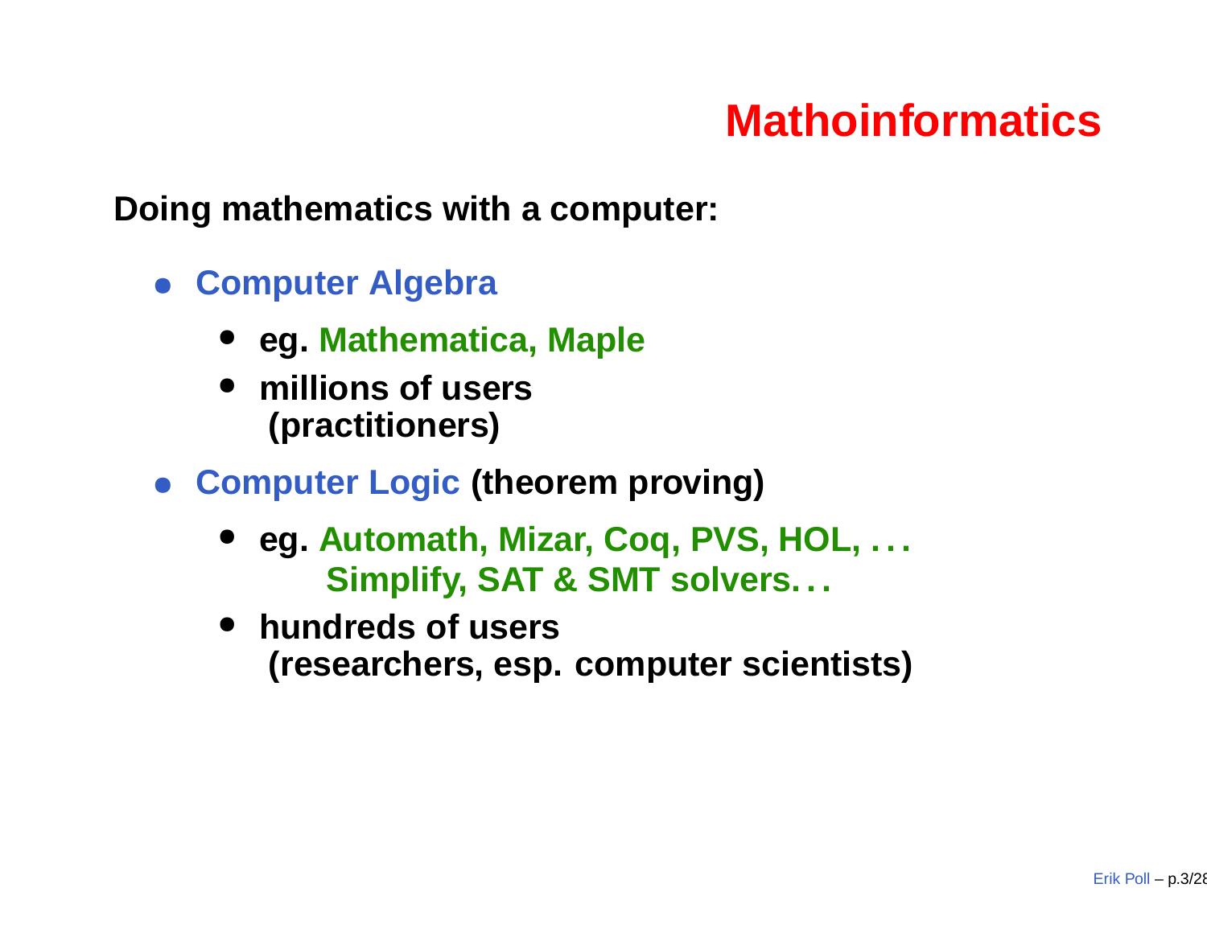# Mathoinformatics

**Doing mathematics with a computer:**

- **Computer Algebra**
  - **eg. Mathematica, Maple**
  - **millions of users (practitioners)**
- **Computer Logic (theorem proving)**
  - **eg. Automath, Mizar, Coq, PVS, HOL, . . .**
    **Simplify, SAT & SMT solvers. . .**
  - **hundreds of users (researchers, esp. computer scientists)**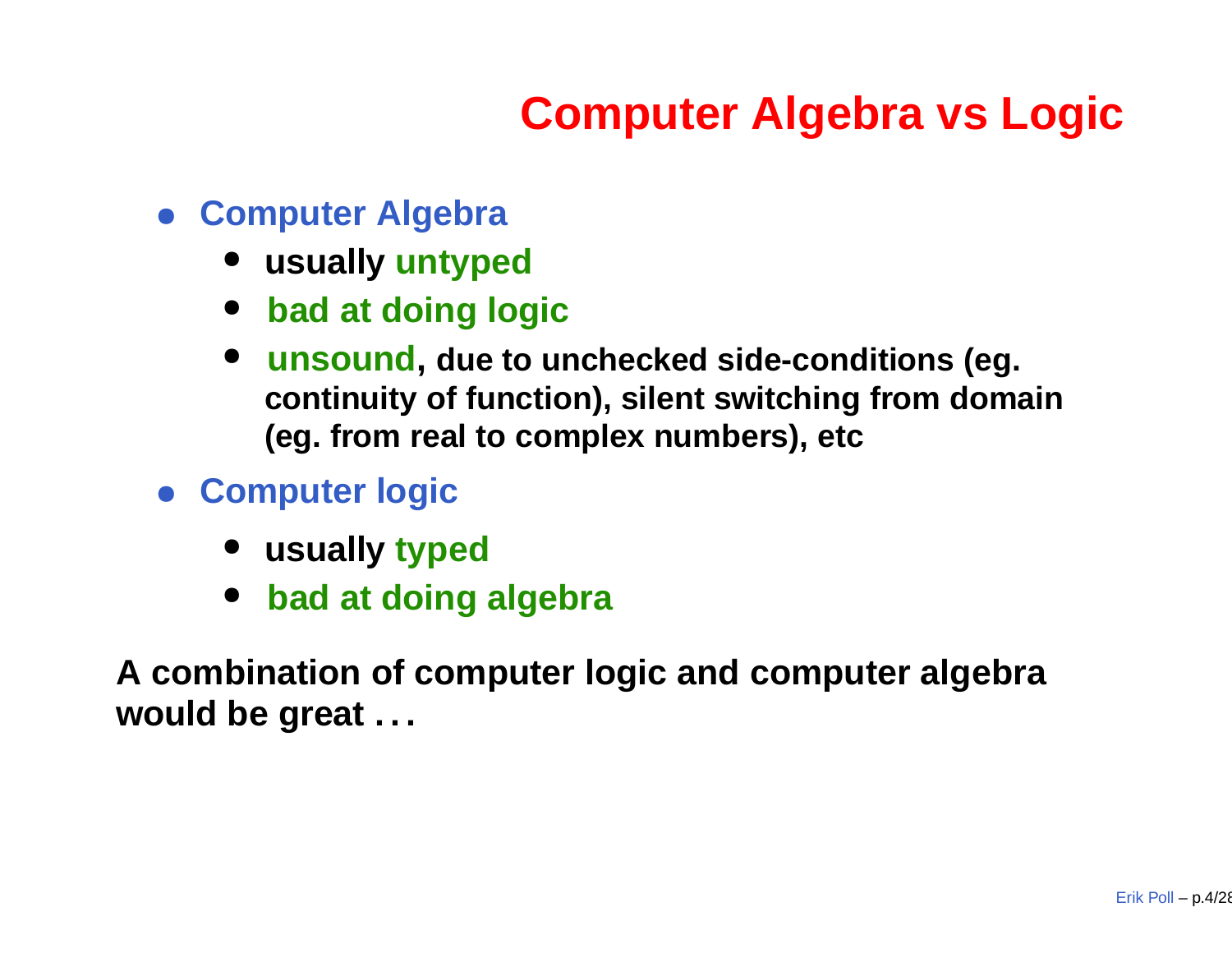# Computer Algebra vs Logic

- **Computer Algebra**
  - **usually untyped**
  - **bad at doing logic**
  - **unsound, due to unchecked side-conditions (eg. continuity of function), silent switching from domain (eg. from real to complex numbers), etc**
- **Computer logic**
  - **usually typed**
  - **bad at doing algebra**

**A combination of computer logic and computer algebra would be great . . .**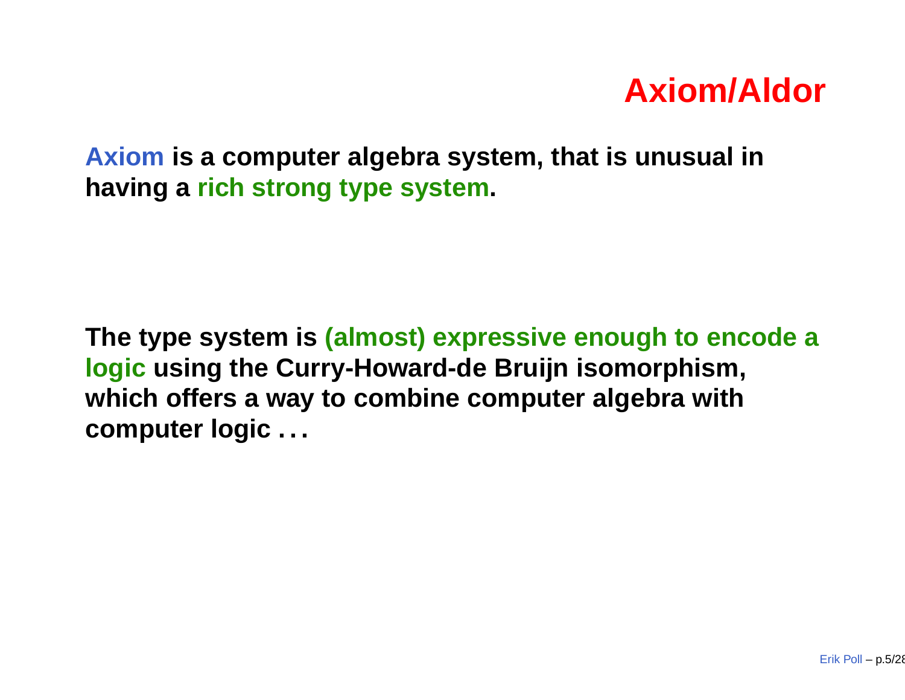# Axiom/Aldor

**Axiom is a computer algebra system, that is unusual in having a rich strong type system.**

**The type system is (almost) expressive enough to encode a logic using the Curry-Howard-de Bruijn isomorphism, which offers a way to combine computer algebra with computer logic . . .**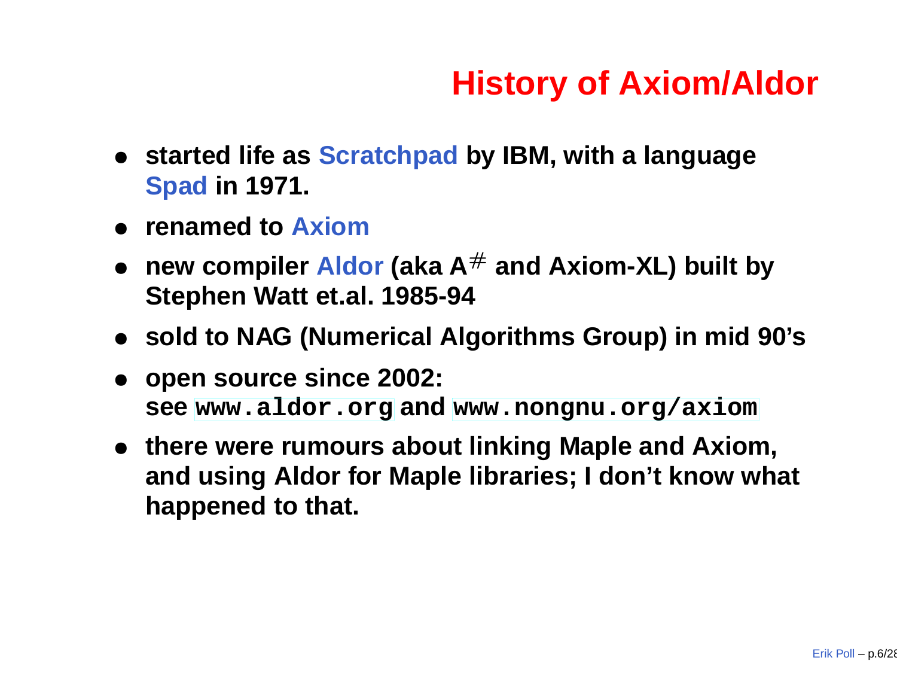# History of Axiom/Aldor

- **started life as Scratchpad by IBM, with a language Spad in 1971.**
- **renamed to Axiom**
- **new compiler Aldor (aka A$^{\#}$ and Axiom-XL) built by Stephen Watt et.al. 1985-94**
- **sold to NAG (Numerical Algorithms Group) in mid 90's**
- **open source since 2002:**
  **see `www.aldor.org` and `www.nongnu.org/axiom`**
- **there were rumours about linking Maple and Axiom, and using Aldor for Maple libraries; I don't know what happened to that.**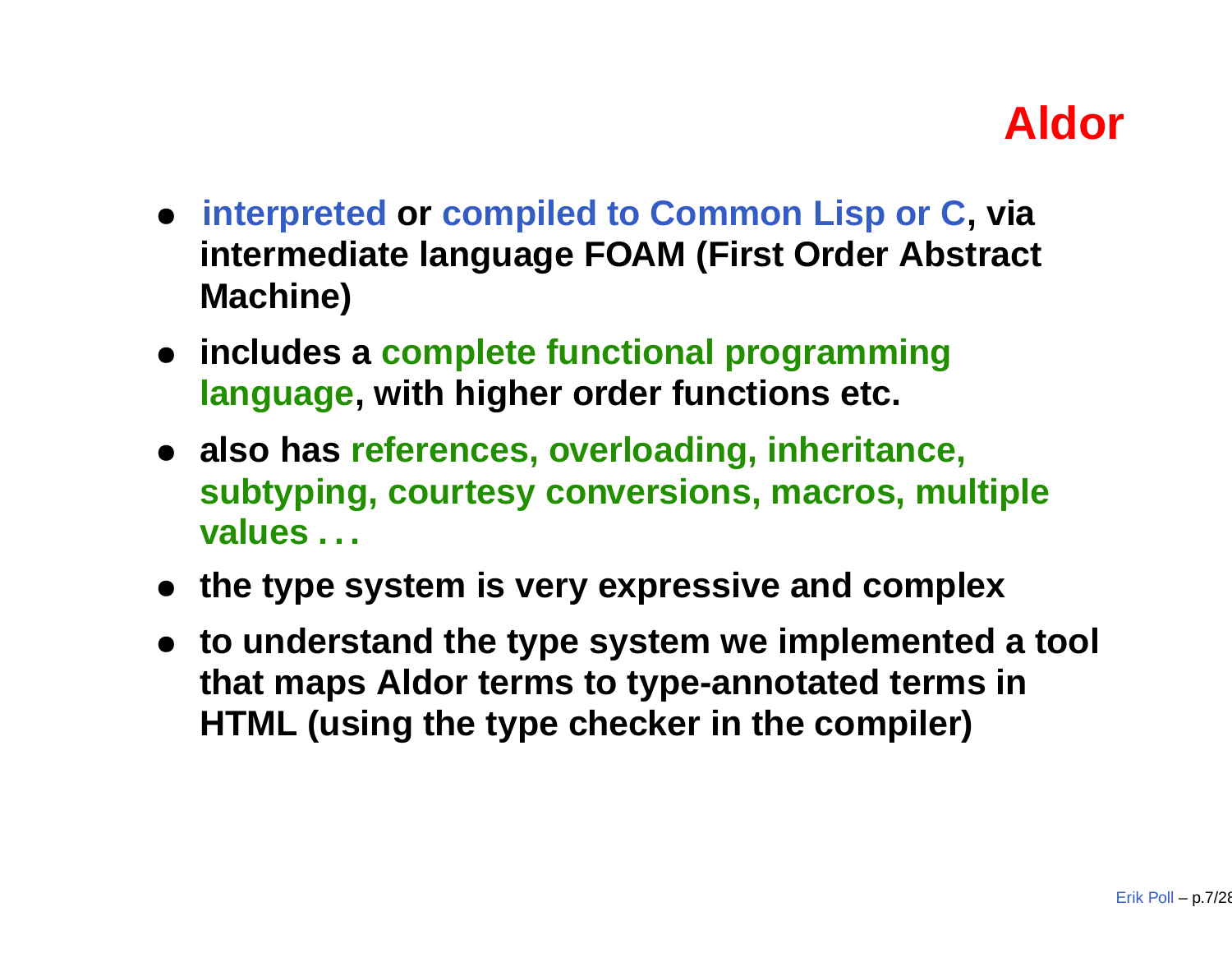# Aldor

- interpreted or compiled to Common Lisp or C, via intermediate language FOAM (First Order Abstract Machine)
- includes a complete functional programming language, with higher order functions etc.
- also has references, overloading, inheritance, subtyping, courtesy conversions, macros, multiple values . . .
- the type system is very expressive and complex
- to understand the type system we implemented a tool that maps Aldor terms to type-annotated terms in HTML (using the type checker in the compiler)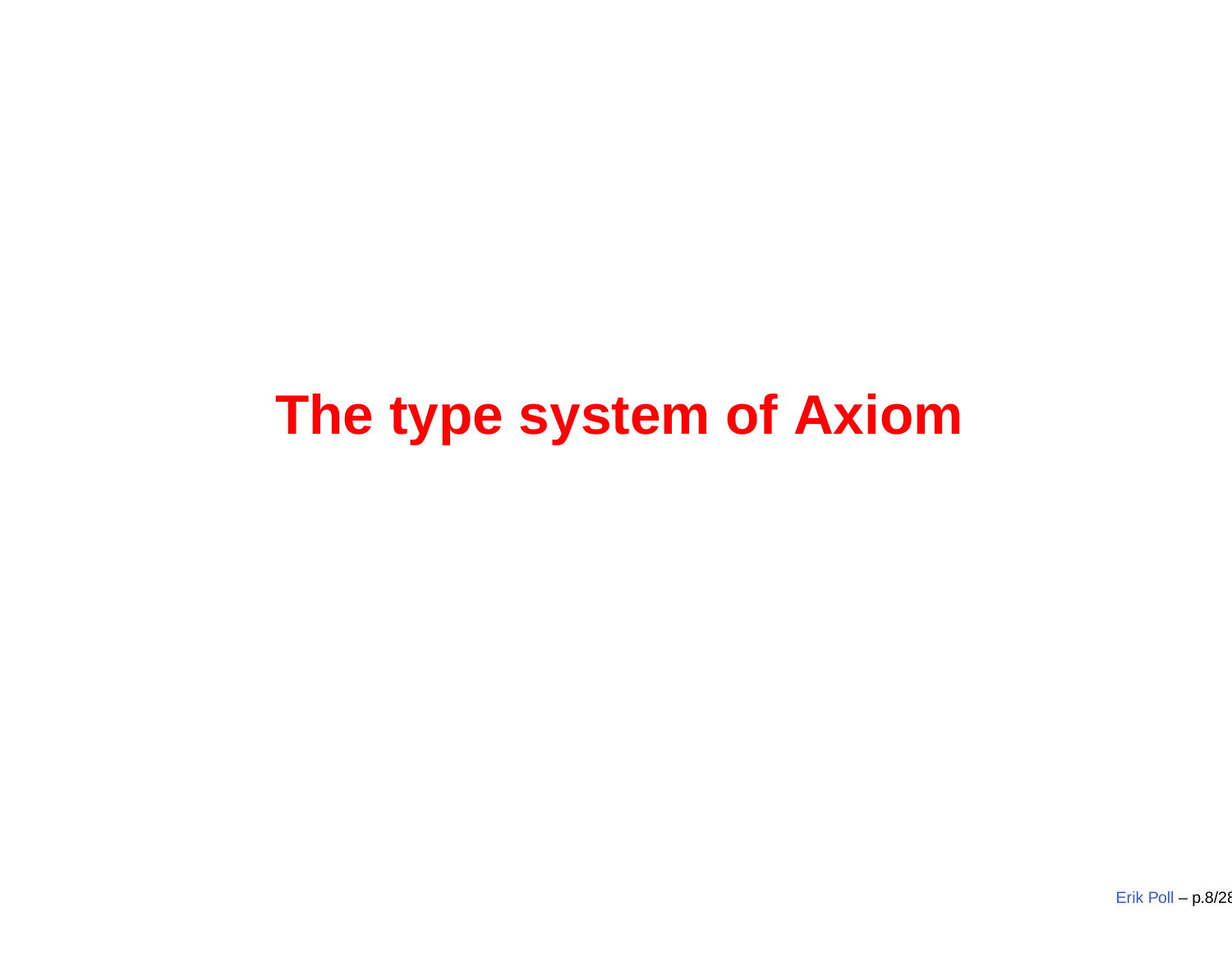# The type system of Axiom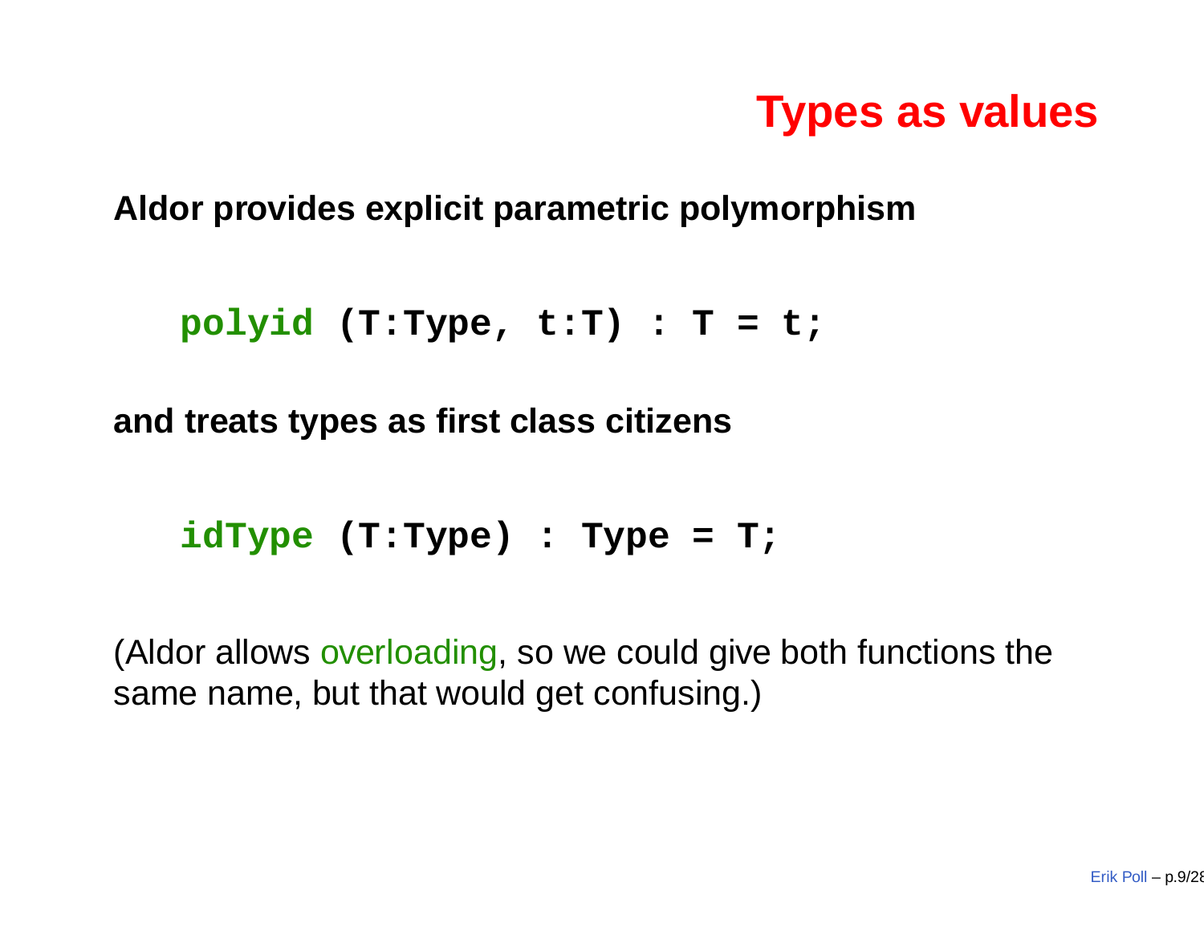# Types as values

**Aldor provides explicit parametric polymorphism**

```
polyid (T:Type, t:T) : T = t;
```

**and treats types as first class citizens**

```
idType (T:Type) : Type = T;
```

(Aldor allows overloading, so we could give both functions the same name, but that would get confusing.)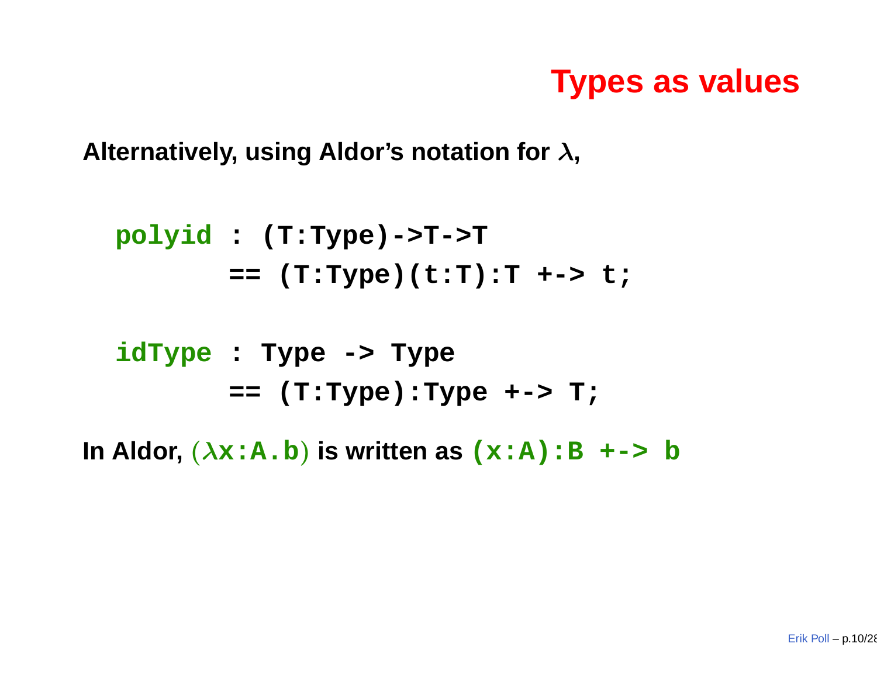# Types as values

**Alternatively, using Aldor's notation for $\lambda$,**

```
polyid : (T:Type)->T->T
       == (T:Type)(t:T):T +-> t;

idType : Type -> Type
       == (T:Type):Type +-> T;
```

**In Aldor, ($\lambda$`x:A.b`) is written as `(x:A):B +-> b`**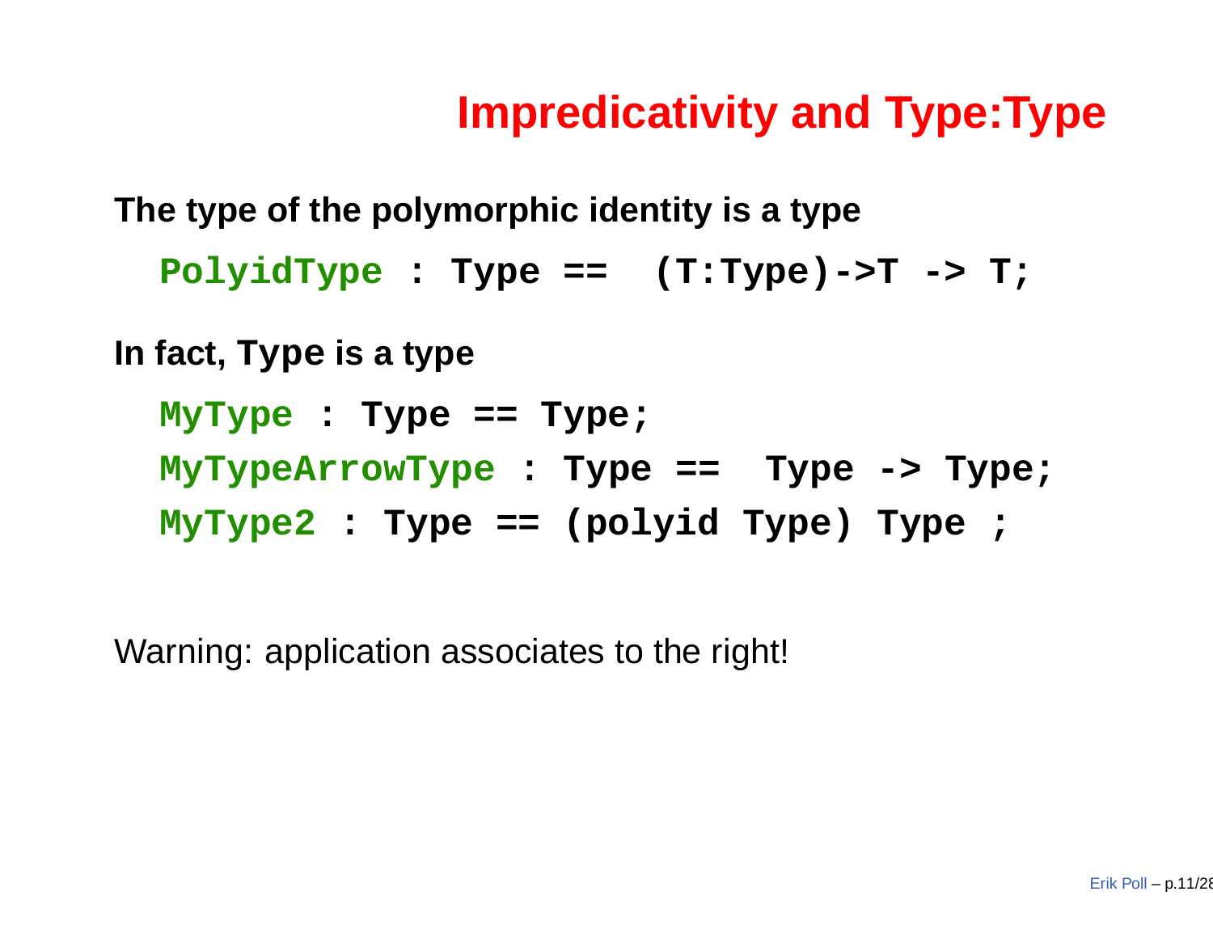# Impredicativity and Type:Type

**The type of the polymorphic identity is a type**

```
PolyidType : Type ==  (T:Type)->T -> T;
```

**In fact, `Type` is a type**

```
MyType : Type == Type;
MyTypeArrowType : Type ==  Type -> Type;
MyType2 : Type == (polyid Type) Type ;
```

Warning: application associates to the right!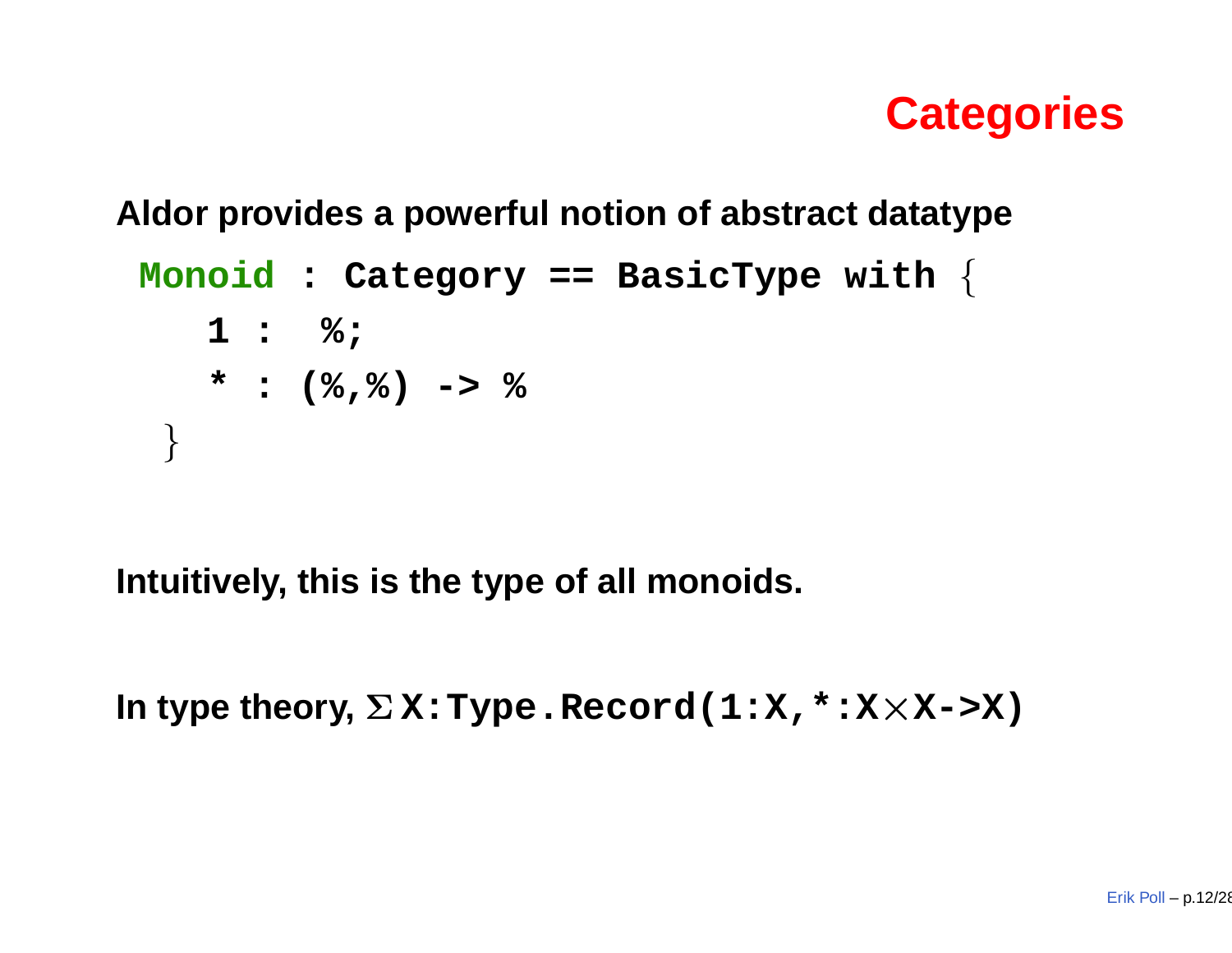# Categories

**Aldor provides a powerful notion of abstract datatype**

```
Monoid : Category == BasicType with {
    1 :  %;
    * : (%,%) -> %
  }
```

**Intuitively, this is the type of all monoids.**

**In type theory,** $\Sigma$ **`X:Type.Record(1:X,*:X`**$\times$**`X->X)`**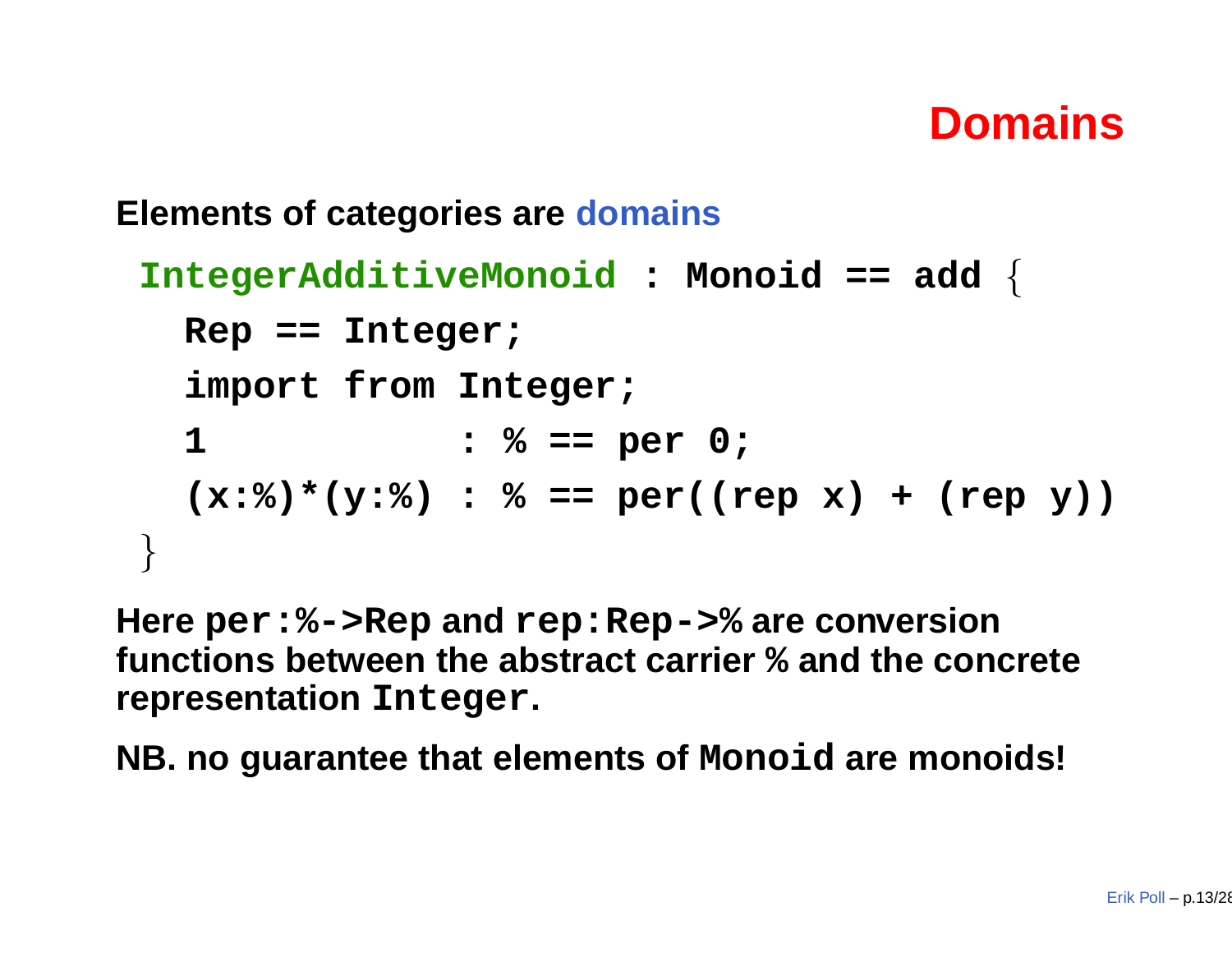# Domains

**Elements of categories are domains**

```
IntegerAdditiveMonoid : Monoid == add {
  Rep == Integer;
  import from Integer;
  1            : % == per 0;
  (x:%)*(y:%) : % == per((rep x) + (rep y))
}
```

**Here `per:%->Rep` and `rep:Rep->%` are conversion functions between the abstract carrier % and the concrete representation `Integer`.**

**NB. no guarantee that elements of `Monoid` are monoids!**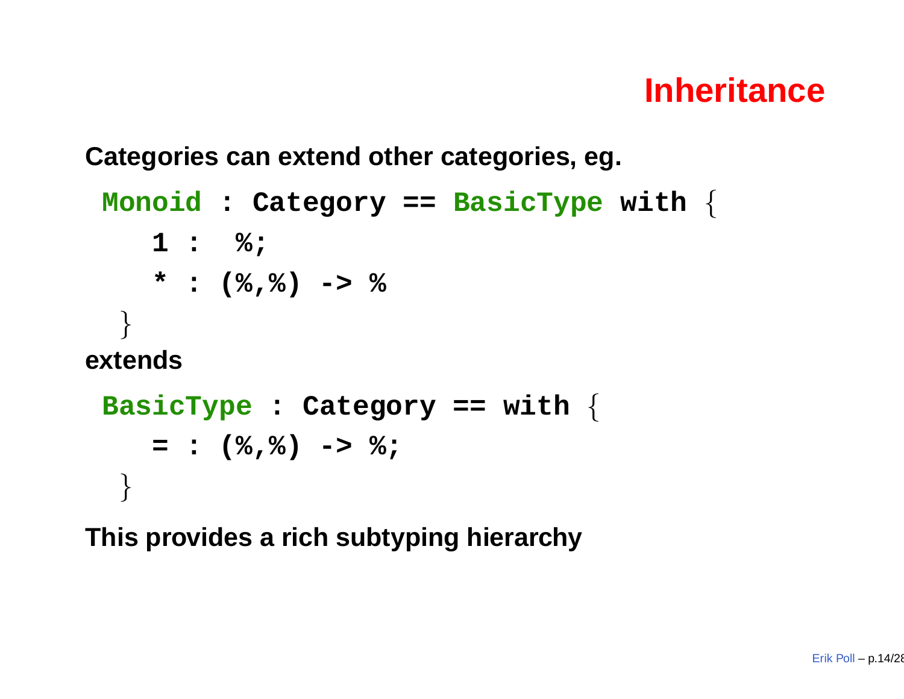# Inheritance

Categories can extend other categories, eg.

```
Monoid : Category == BasicType with {
    1 :  %;
    * : (%,%) -> %
}
```

extends

```
BasicType : Category == with {
    = : (%,%) -> %;
}
```

This provides a rich subtyping hierarchy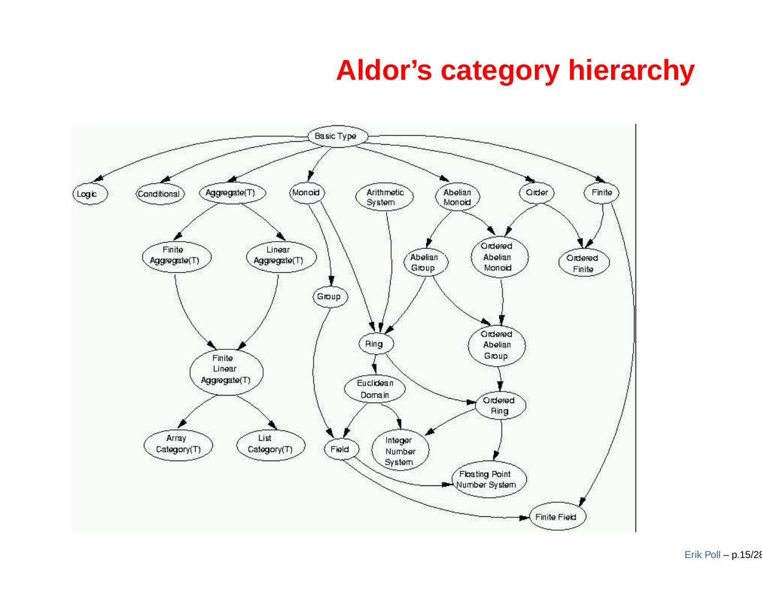# Aldor's category hierarchy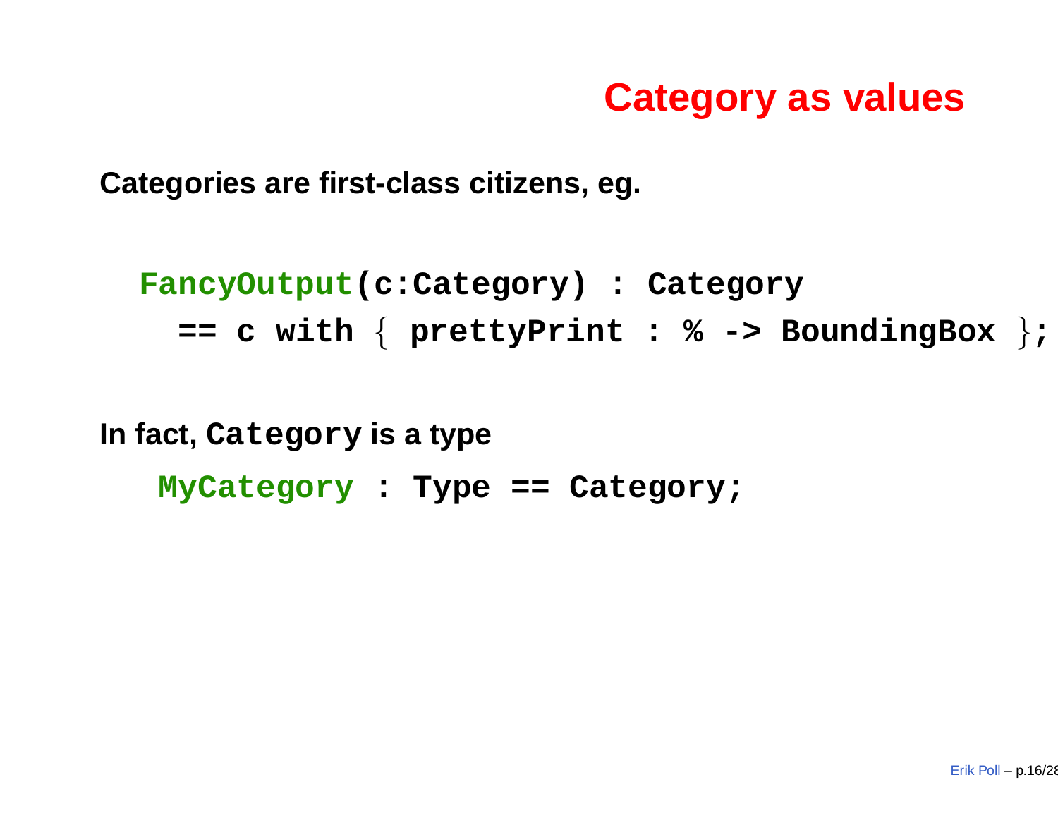# Category as values

**Categories are first-class citizens, eg.**

```
FancyOutput(c:Category) : Category
  == c with { prettyPrint : % -> BoundingBox };
```

**In fact, `Category` is a type**

```
MyCategory : Type == Category;
```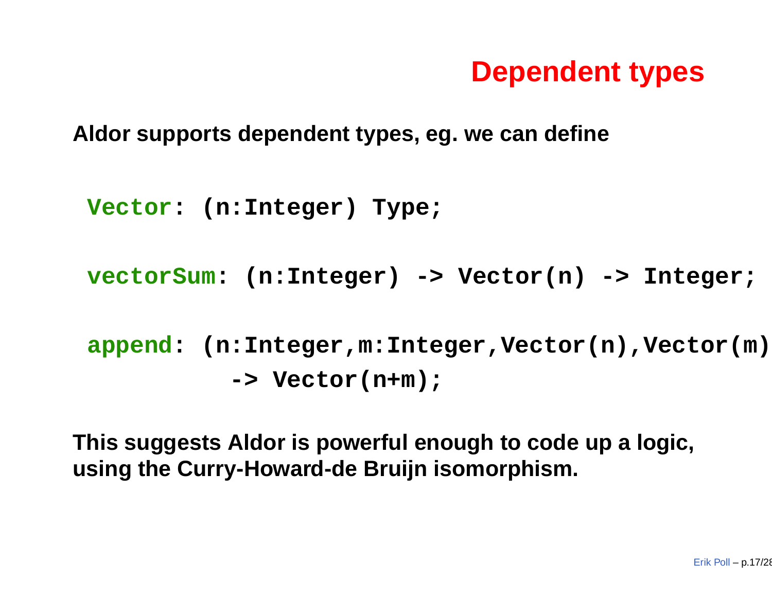# Dependent types

Aldor supports dependent types, eg. we can define

```
Vector: (n:Integer) Type;

vectorSum: (n:Integer) -> Vector(n) -> Integer;

append: (n:Integer,m:Integer,Vector(n),Vector(m))
          -> Vector(n+m);
```

This suggests Aldor is powerful enough to code up a logic, using the Curry-Howard-de Bruijn isomorphism.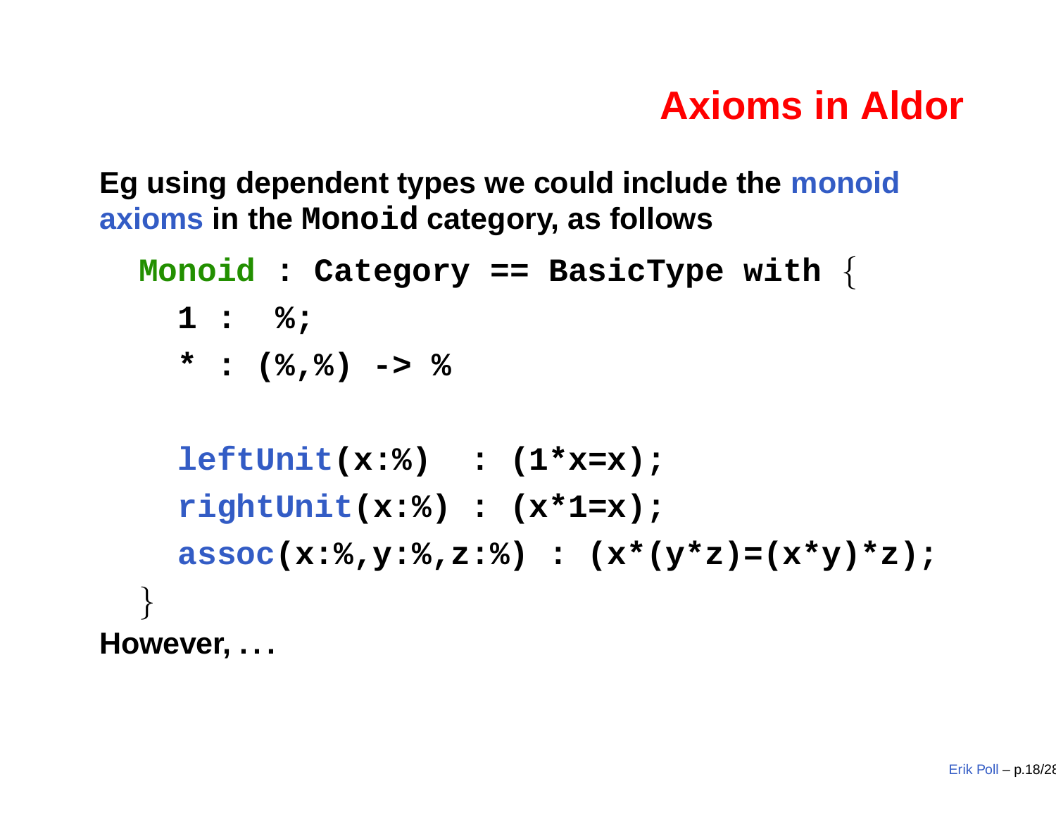# Axioms in Aldor

Eg using dependent types we could include the monoid axioms in the `Monoid` category, as follows

```
Monoid : Category == BasicType with {
  1 :  %;
  * : (%,%) -> %

  leftUnit(x:%)  : (1*x=x);
  rightUnit(x:%) : (x*1=x);
  assoc(x:%,y:%,z:%) : (x*(y*z)=(x*y)*z);
}
```

However, . . .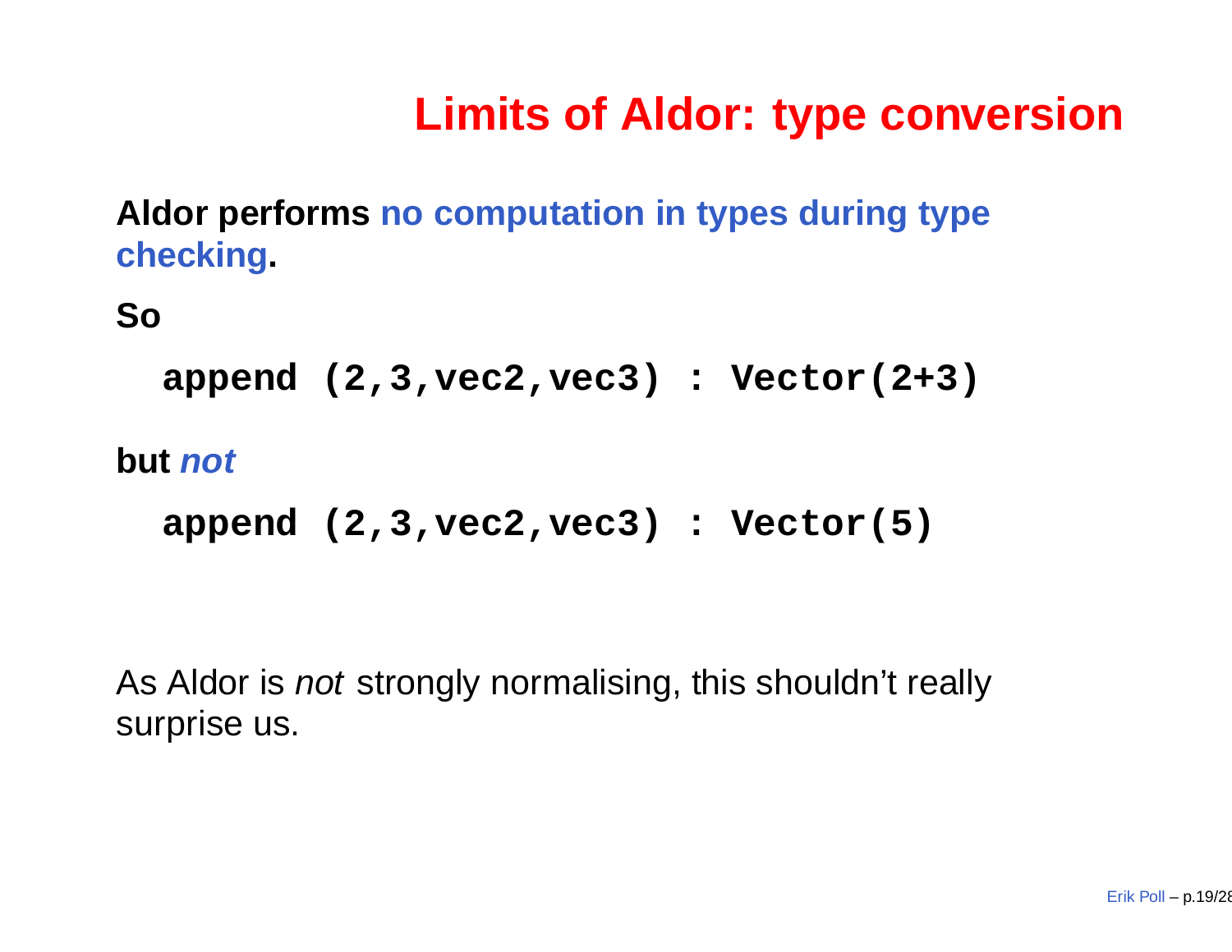# Limits of Aldor: type conversion

**Aldor performs no computation in types during type checking.**

**So**

```
append (2,3,vec2,vec3) : Vector(2+3)
```

**but *not***

```
append (2,3,vec2,vec3) : Vector(5)
```

As Aldor is *not* strongly normalising, this shouldn't really surprise us.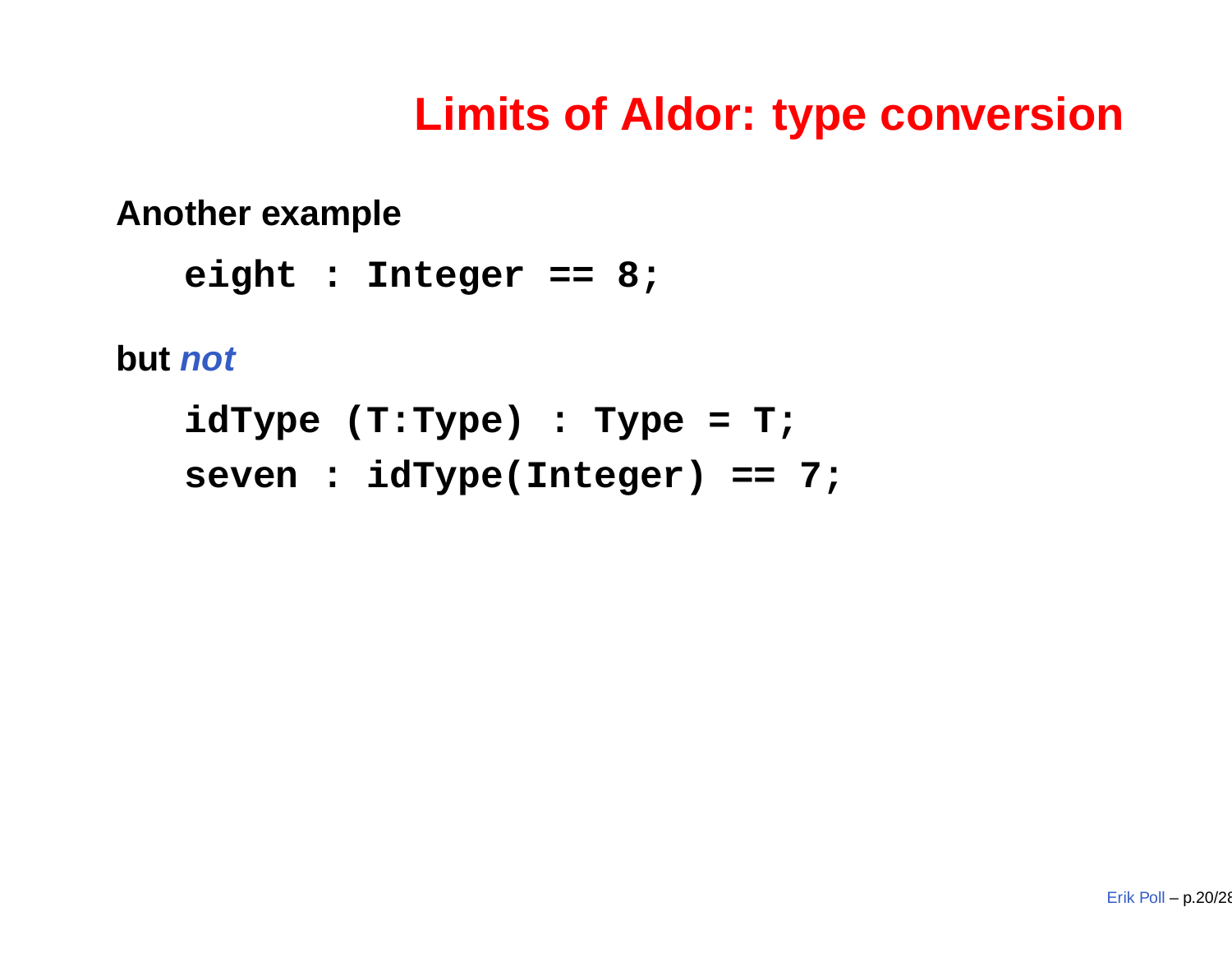# Limits of Aldor: type conversion

**Another example**

```
eight : Integer == 8;
```

**but *not***

```
idType (T:Type) : Type = T;
seven : idType(Integer) == 7;
```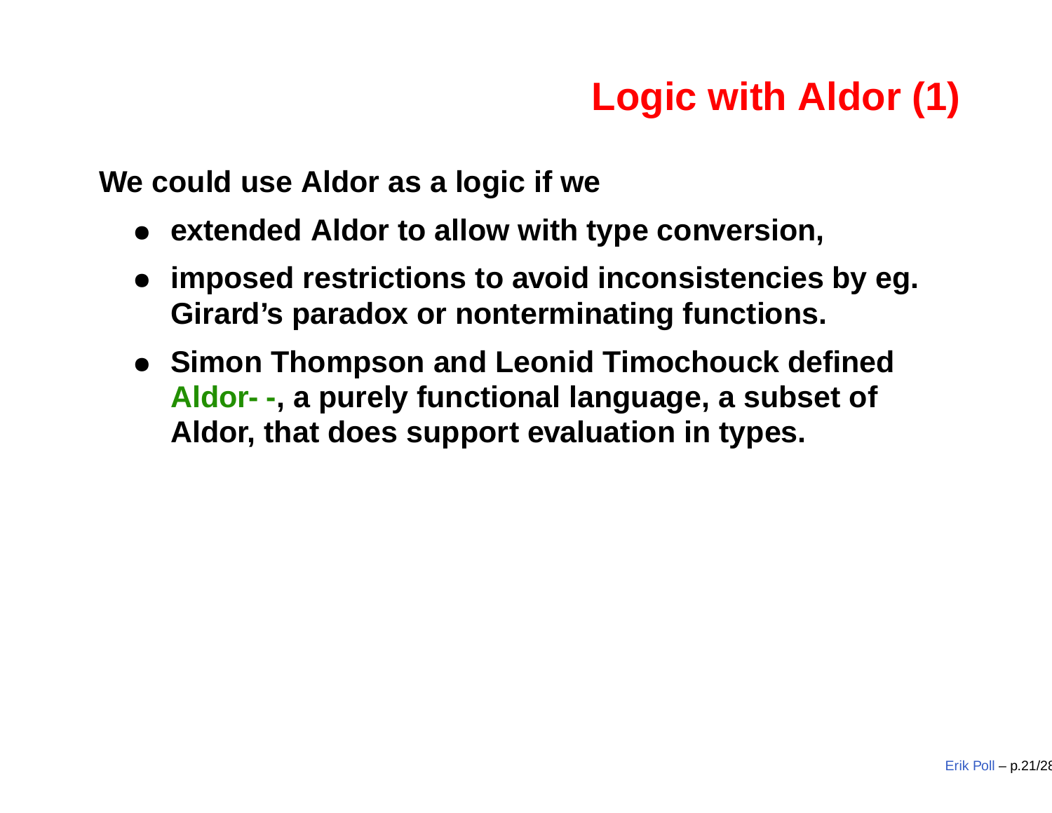# Logic with Aldor (1)

We could use Aldor as a logic if we

- extended Aldor to allow with type conversion,
- imposed restrictions to avoid inconsistencies by eg. Girard's paradox or nonterminating functions.
- Simon Thompson and Leonid Timochouck defined Aldor- -, a purely functional language, a subset of Aldor, that does support evaluation in types.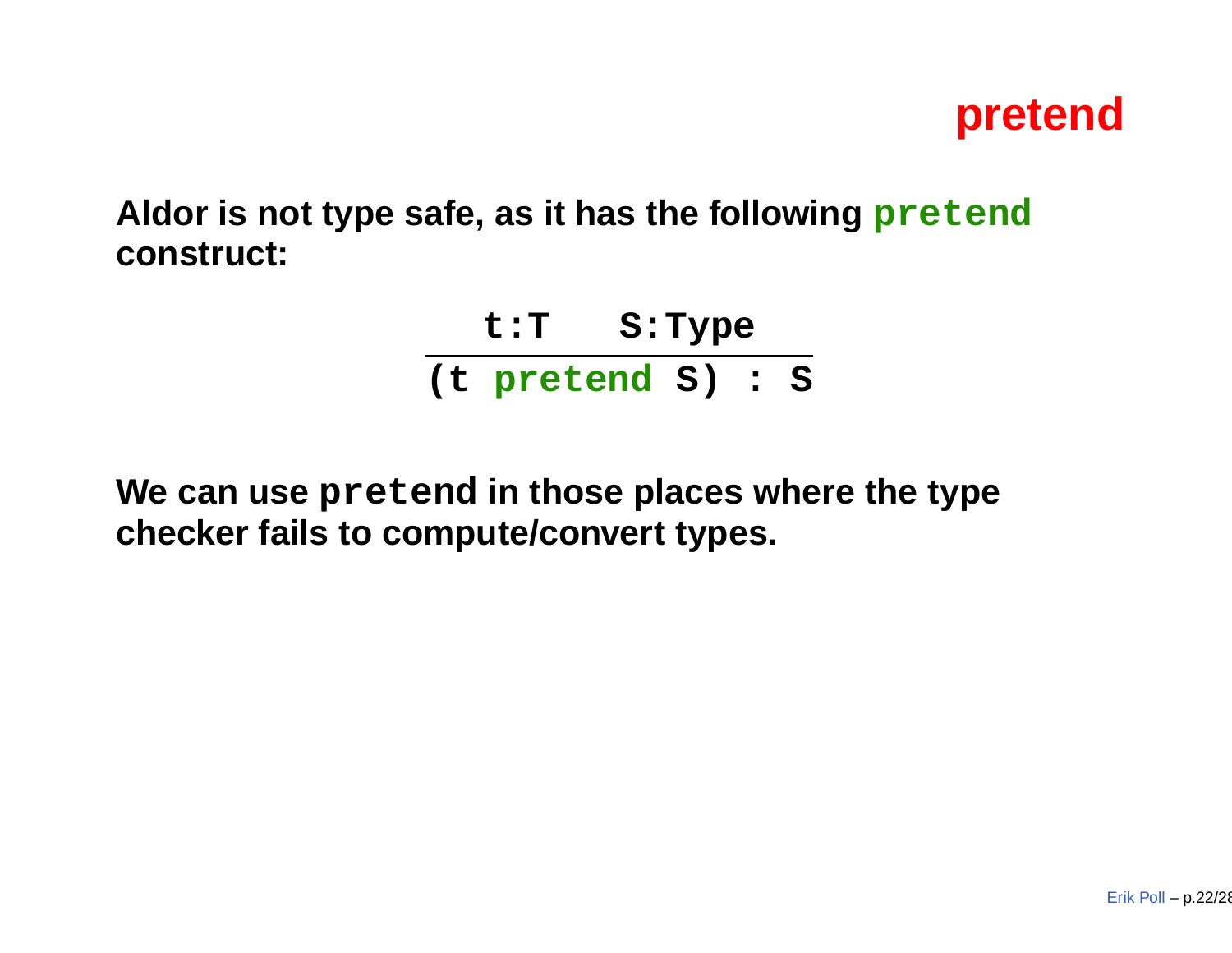# pretend

**Aldor is not type safe, as it has the following `pretend` construct:**

$$\frac{\texttt{t:T} \quad \texttt{S:Type}}{\texttt{(t pretend S) : S}}$$

**We can use `pretend` in those places where the type checker fails to compute/convert types.**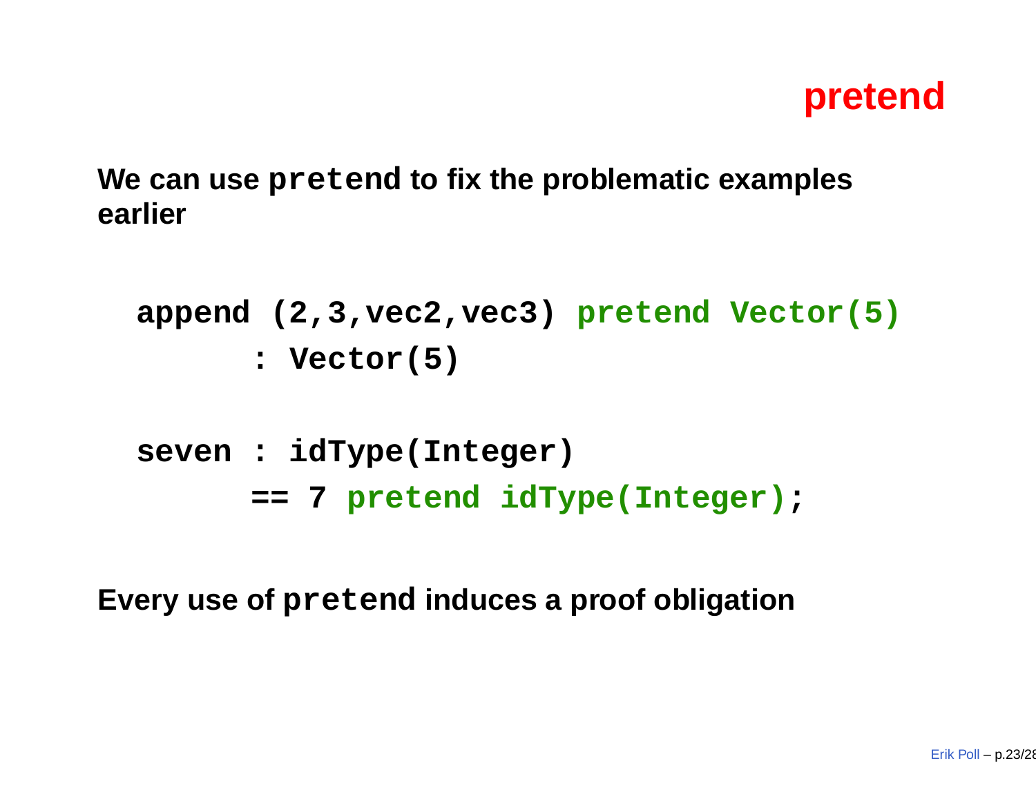# pretend

We can use `pretend` to fix the problematic examples earlier

```
append (2,3,vec2,vec3) pretend Vector(5)
      : Vector(5)

seven : idType(Integer)
      == 7 pretend idType(Integer);
```

Every use of `pretend` induces a proof obligation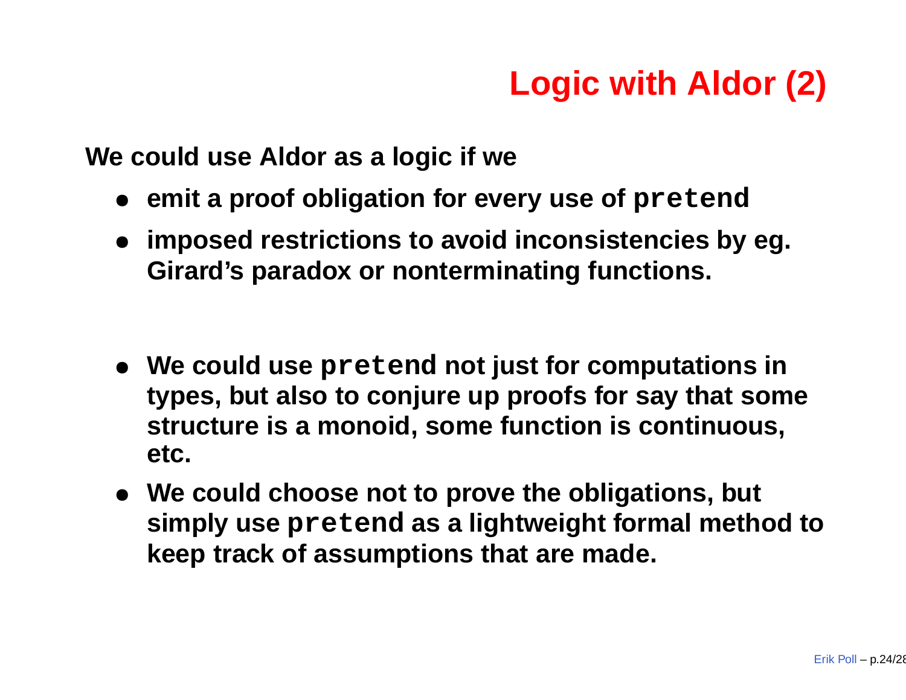# Logic with Aldor (2)

**We could use Aldor as a logic if we**

- **emit a proof obligation for every use of `pretend`**
- **imposed restrictions to avoid inconsistencies by eg. Girard's paradox or nonterminating functions.**

- **We could use `pretend` not just for computations in types, but also to conjure up proofs for say that some structure is a monoid, some function is continuous, etc.**
- **We could choose not to prove the obligations, but simply use `pretend` as a lightweight formal method to keep track of assumptions that are made.**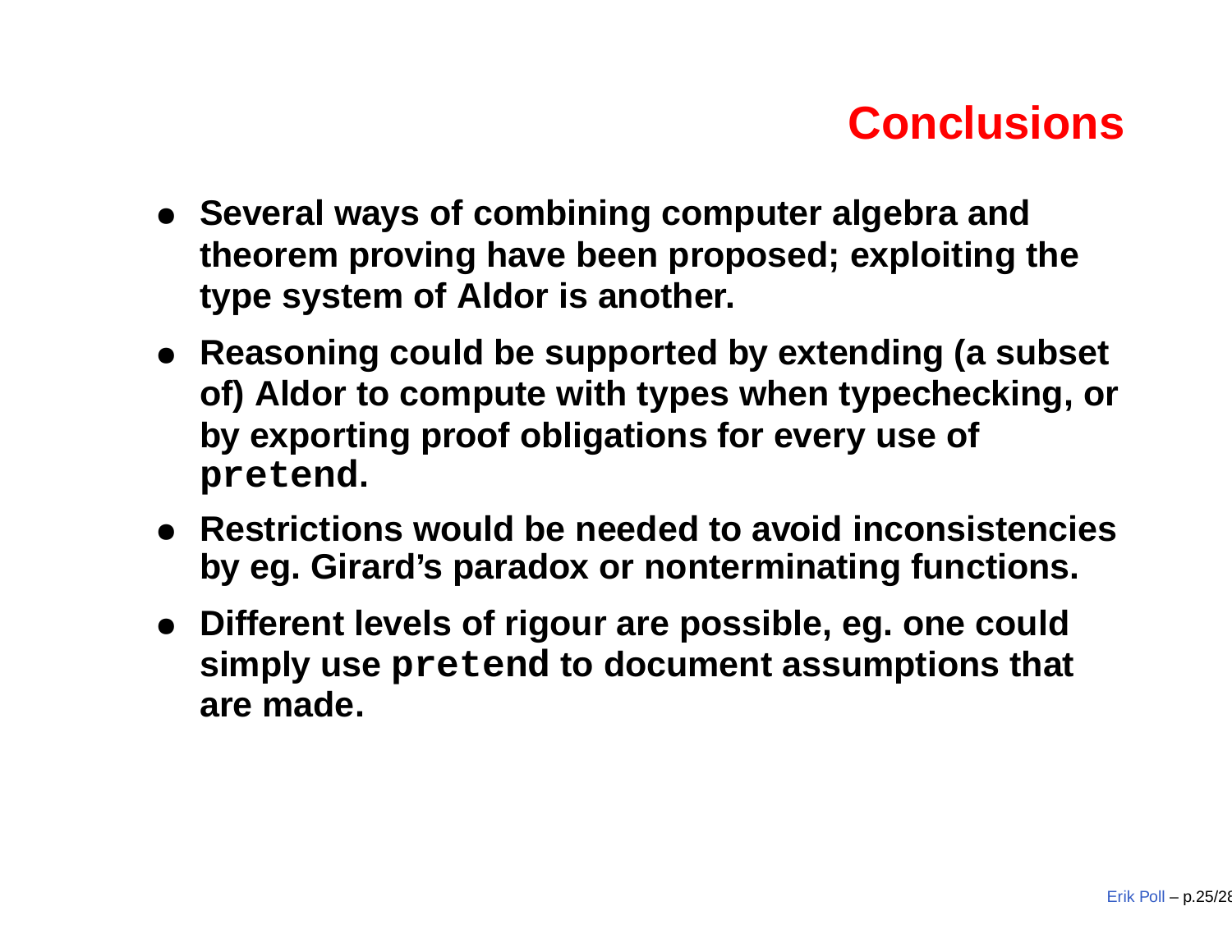# Conclusions

- Several ways of combining computer algebra and theorem proving have been proposed; exploiting the type system of Aldor is another.
- Reasoning could be supported by extending (a subset of) Aldor to compute with types when typechecking, or by exporting proof obligations for every use of `pretend`.
- Restrictions would be needed to avoid inconsistencies by eg. Girard's paradox or nonterminating functions.
- Different levels of rigour are possible, eg. one could simply use `pretend` to document assumptions that are made.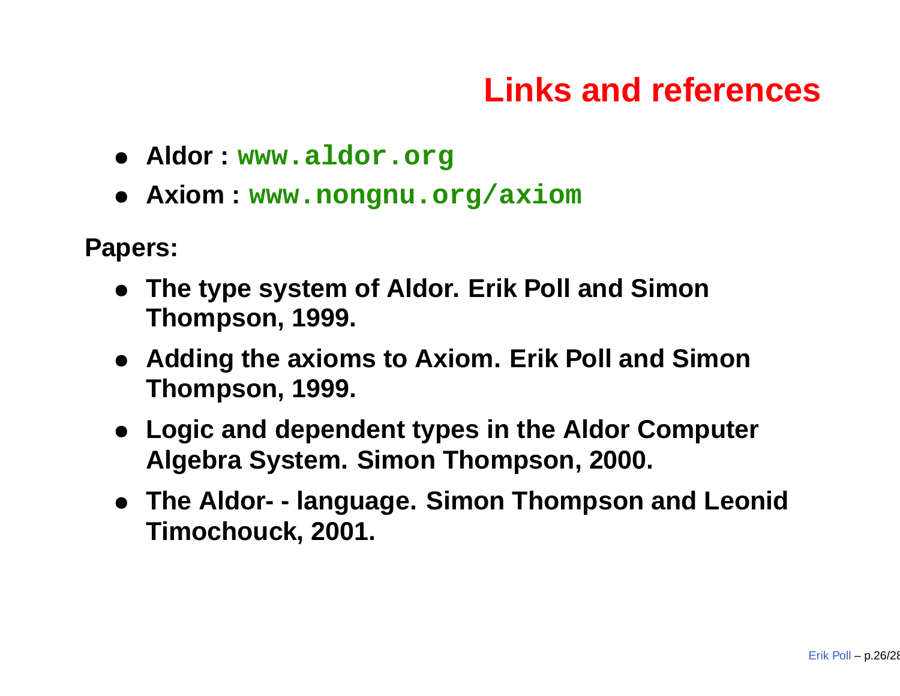# Links and references

- **Aldor :** `www.aldor.org`
- **Axiom :** `www.nongnu.org/axiom`

**Papers:**

- **The type system of Aldor. Erik Poll and Simon Thompson, 1999.**
- **Adding the axioms to Axiom. Erik Poll and Simon Thompson, 1999.**
- **Logic and dependent types in the Aldor Computer Algebra System. Simon Thompson, 2000.**
- **The Aldor- - language. Simon Thompson and Leonid Timochouck, 2001.**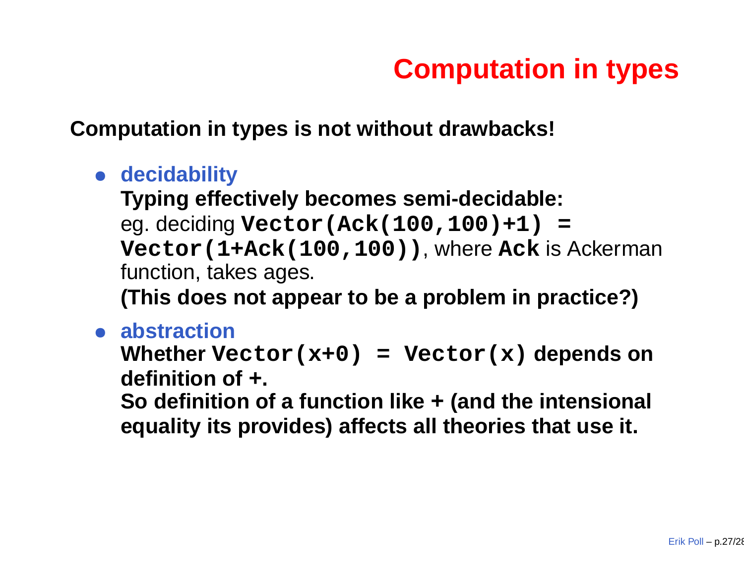# Computation in types

**Computation in types is not without drawbacks!**

- **decidability**
  **Typing effectively becomes semi-decidable:**
  eg. deciding **`Vector(Ack(100,100)+1) = Vector(1+Ack(100,100))`**, where **`Ack`** is Ackerman function, takes ages.
  **(This does not appear to be a problem in practice?)**

- **abstraction**
  **Whether `Vector(x+0) = Vector(x)` depends on definition of +.**
  **So definition of a function like + (and the intensional equality its provides) affects all theories that use it.**